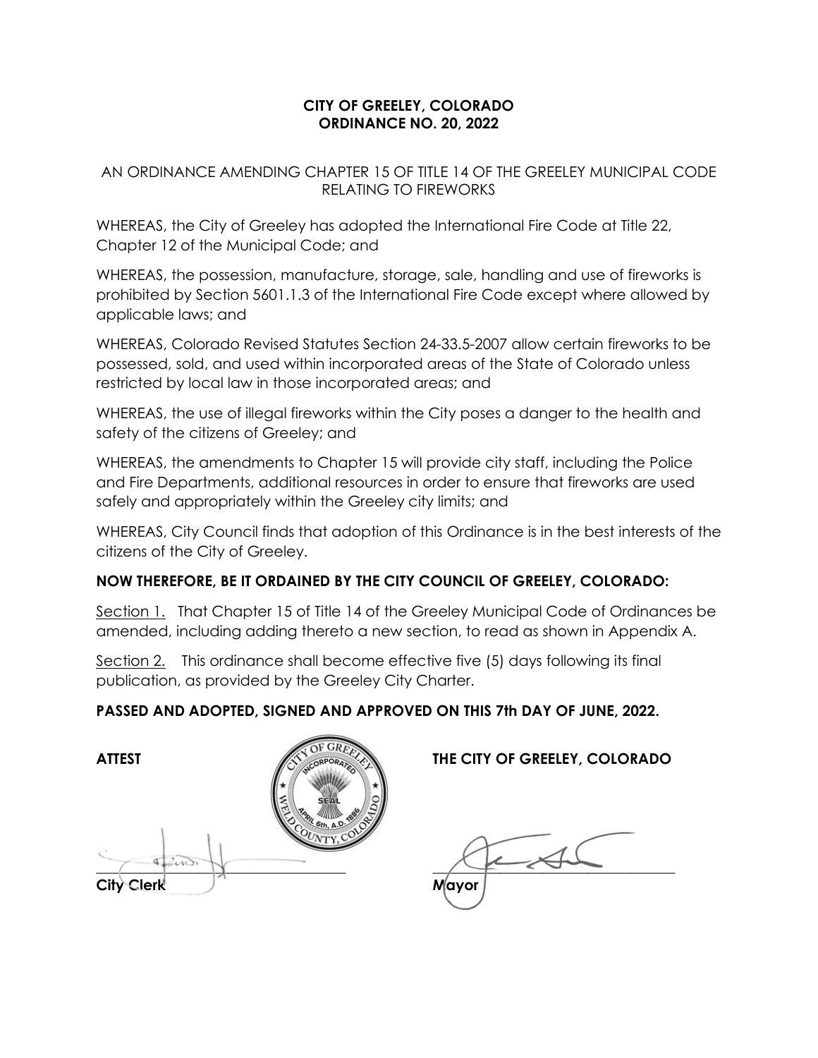**CITY OF GREELEY, COLORADO**
**ORDINANCE NO. 20, 2022**

AN ORDINANCE AMENDING CHAPTER 15 OF TITLE 14 OF THE GREELEY MUNICIPAL CODE RELATING TO FIREWORKS

WHEREAS, the City of Greeley has adopted the International Fire Code at Title 22, Chapter 12 of the Municipal Code; and

WHEREAS, the possession, manufacture, storage, sale, handling and use of fireworks is prohibited by Section 5601.1.3 of the International Fire Code except where allowed by applicable laws; and

WHEREAS, Colorado Revised Statutes Section 24-33.5-2007 allow certain fireworks to be possessed, sold, and used within incorporated areas of the State of Colorado unless restricted by local law in those incorporated areas; and

WHEREAS, the use of illegal fireworks within the City poses a danger to the health and safety of the citizens of Greeley; and

WHEREAS, the amendments to Chapter 15 will provide city staff, including the Police and Fire Departments, additional resources in order to ensure that fireworks are used safely and appropriately within the Greeley city limits; and

WHEREAS, City Council finds that adoption of this Ordinance is in the best interests of the citizens of the City of Greeley.

**NOW THEREFORE, BE IT ORDAINED BY THE CITY COUNCIL OF GREELEY, COLORADO:**

Section 1. That Chapter 15 of Title 14 of the Greeley Municipal Code of Ordinances be amended, including adding thereto a new section, to read as shown in Appendix A.

Section 2. This ordinance shall become effective five (5) days following its final publication, as provided by the Greeley City Charter.

**PASSED AND ADOPTED, SIGNED AND APPROVED ON THIS 7th DAY OF JUNE, 2022.**

**ATTEST** **THE CITY OF GREELEY, COLORADO**

\_\_\_\_\_\_\_\_\_\_\_\_\_\_\_\_\_\_\_\_\_\_\_\_\_\_\_\_\_\_
**City Clerk**

\_\_\_\_\_\_\_\_\_\_\_\_\_\_\_\_\_\_\_\_\_\_\_\_\_\_\_\_\_\_
**Mayor**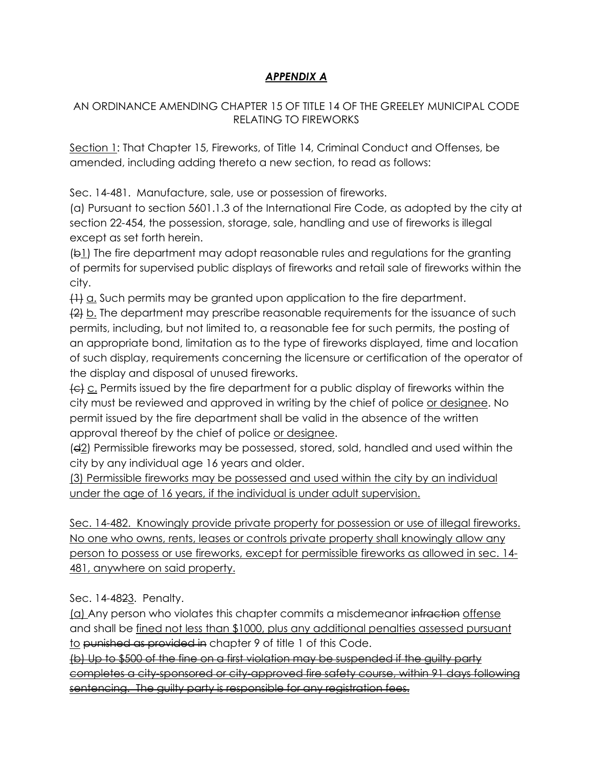## ***APPENDIX A***

AN ORDINANCE AMENDING CHAPTER 15 OF TITLE 14 OF THE GREELEY MUNICIPAL CODE RELATING TO FIREWORKS

<u>Section 1</u>: That Chapter 15, Fireworks, of Title 14, Criminal Conduct and Offenses, be amended, including adding thereto a new section, to read as follows:

Sec. 14-481. Manufacture, sale, use or possession of fireworks.

(a) Pursuant to section 5601.1.3 of the International Fire Code, as adopted by the city at section 22-454, the possession, storage, sale, handling and use of fireworks is illegal except as set forth herein.

(~~b~~<u>1</u>) The fire department may adopt reasonable rules and regulations for the granting of permits for supervised public displays of fireworks and retail sale of fireworks within the city.

~~(1)~~ <u>a.</u> Such permits may be granted upon application to the fire department.

~~(2)~~ <u>b.</u> The department may prescribe reasonable requirements for the issuance of such permits, including, but not limited to, a reasonable fee for such permits, the posting of an appropriate bond, limitation as to the type of fireworks displayed, time and location of such display, requirements concerning the licensure or certification of the operator of the display and disposal of unused fireworks.

~~(c)~~ <u>c.</u> Permits issued by the fire department for a public display of fireworks within the city must be reviewed and approved in writing by the chief of police <u>or designee</u>. No permit issued by the fire department shall be valid in the absence of the written approval thereof by the chief of police <u>or designee</u>.

(~~d~~<u>2</u>) Permissible fireworks may be possessed, stored, sold, handled and used within the city by any individual age 16 years and older.

<u>(3) Permissible fireworks may be possessed and used within the city by an individual under the age of 16 years, if the individual is under adult supervision.</u>

<u>Sec. 14-482. Knowingly provide private property for possession or use of illegal fireworks. No one who owns, rents, leases or controls private property shall knowingly allow any person to possess or use fireworks, except for permissible fireworks as allowed in sec. 14-481, anywhere on said property.</u>

Sec. 14-48~~2~~<u>3</u>. Penalty.

<u>(a)</u> Any person who violates this chapter commits a misdemeanor ~~infraction~~ <u>offense</u> and shall be <u>fined not less than $1000, plus any additional penalties assessed pursuant to</u> ~~punished as provided in~~ chapter 9 of title 1 of this Code.

~~(b) Up to $500 of the fine on a first violation may be suspended if the guilty party completes a city-sponsored or city-approved fire safety course, within 91 days following sentencing. The guilty party is responsible for any registration fees.~~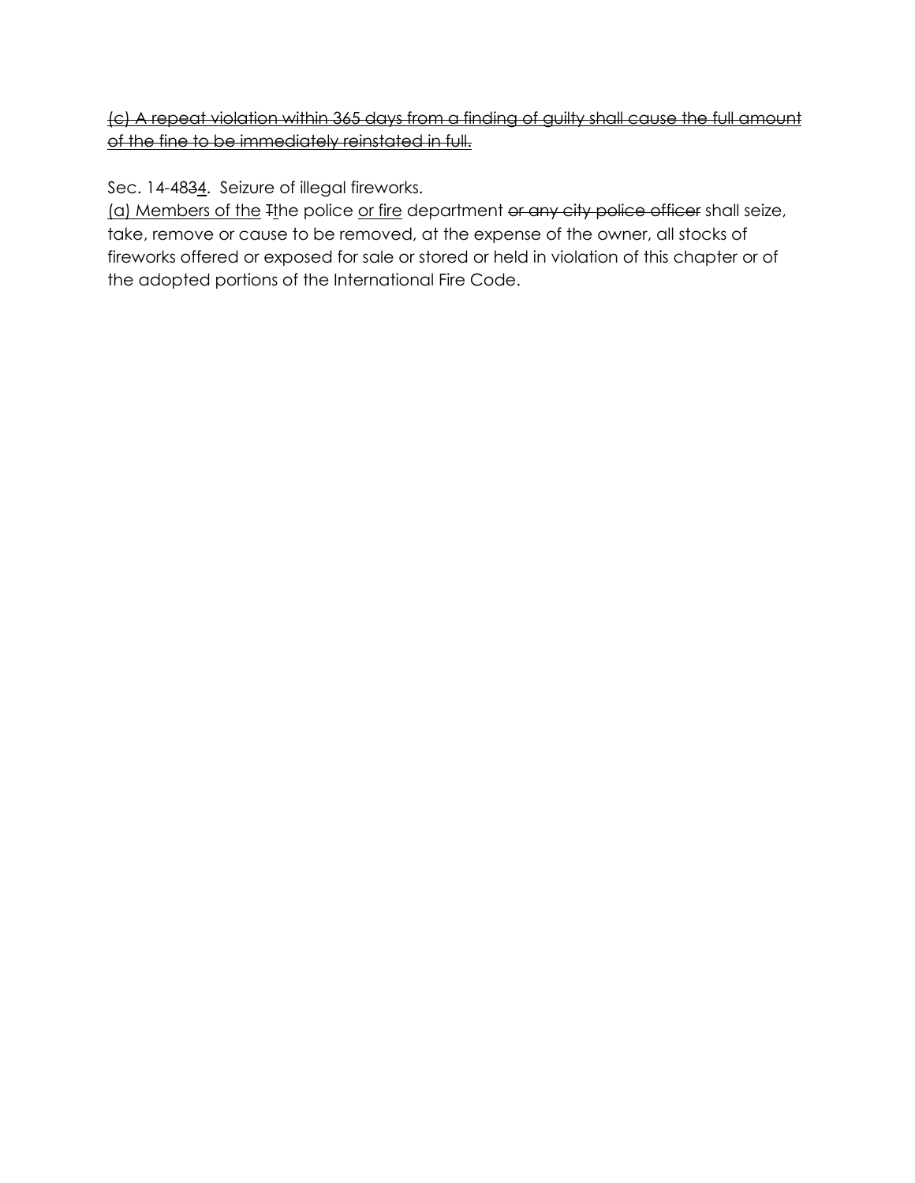~~(c) A repeat violation within 365 days from a finding of guilty shall cause the full amount of the fine to be immediately reinstated in full.~~

Sec. 14-48~~3~~<u>4</u>. Seizure of illegal fireworks.

<u>(a) Members of the</u> ~~T~~<u>t</u>he police <u>or fire</u> department ~~or any city police officer~~ shall seize, take, remove or cause to be removed, at the expense of the owner, all stocks of fireworks offered or exposed for sale or stored or held in violation of this chapter or of the adopted portions of the International Fire Code.